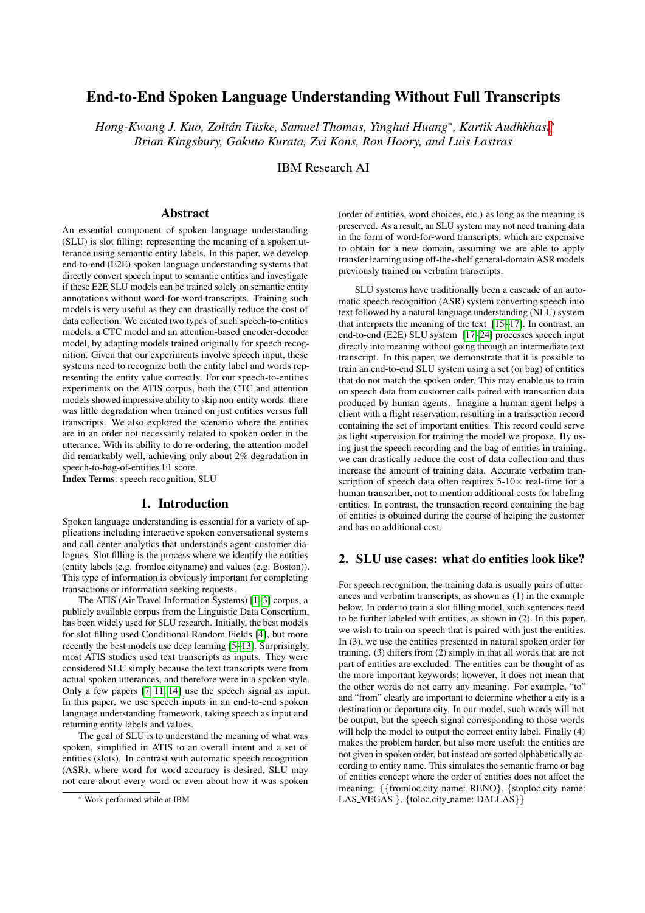# End-to-End Spoken Language Understanding Without Full Transcripts

*Hong-Kwang J. Kuo, Zoltán Tüske, Samuel Thomas, Yinghui Huang[*], Kartik Audhkhasi[*]*
*Brian Kingsbury, Gakuto Kurata, Zvi Kons, Ron Hoory, and Luis Lastras*

IBM Research AI

## Abstract

An essential component of spoken language understanding (SLU) is slot filling: representing the meaning of a spoken utterance using semantic entity labels. In this paper, we develop end-to-end (E2E) spoken language understanding systems that directly convert speech input to semantic entities and investigate if these E2E SLU models can be trained solely on semantic entity annotations without word-for-word transcripts. Training such models is very useful as they can drastically reduce the cost of data collection. We created two types of such speech-to-entities models, a CTC model and an attention-based encoder-decoder model, by adapting models trained originally for speech recognition. Given that our experiments involve speech input, these systems need to recognize both the entity label and words representing the entity value correctly. For our speech-to-entities experiments on the ATIS corpus, both the CTC and attention models showed impressive ability to skip non-entity words: there was little degradation when trained on just entities versus full transcripts. We also explored the scenario where the entities are in an order not necessarily related to spoken order in the utterance. With its ability to do re-ordering, the attention model did remarkably well, achieving only about 2% degradation in speech-to-bag-of-entities F1 score.

**Index Terms**: speech recognition, SLU

## 1. Introduction

Spoken language understanding is essential for a variety of applications including interactive spoken conversational systems and call center analytics that understands agent-customer dialogues. Slot filling is the process where we identify the entities (entity labels (e.g. fromloc.cityname) and values (e.g. Boston)). This type of information is obviously important for completing transactions or information seeking requests.

The ATIS (Air Travel Information Systems) [1–3] corpus, a publicly available corpus from the Linguistic Data Consortium, has been widely used for SLU research. Initially, the best models for slot filling used Conditional Random Fields [4], but more recently the best models use deep learning [5–13]. Surprisingly, most ATIS studies used text transcripts as inputs. They were considered SLU simply because the text transcripts were from actual spoken utterances, and therefore were in a spoken style. Only a few papers [7, 11, 14] use the speech signal as input. In this paper, we use speech inputs in an end-to-end spoken language understanding framework, taking speech as input and returning entity labels and values.

The goal of SLU is to understand the meaning of what was spoken, simplified in ATIS to an overall intent and a set of entities (slots). In contrast with automatic speech recognition (ASR), where word for word accuracy is desired, SLU may not care about every word or even about how it was spoken (order of entities, word choices, etc.) as long as the meaning is preserved. As a result, an SLU system may not need training data in the form of word-for-word transcripts, which are expensive to obtain for a new domain, assuming we are able to apply transfer learning using off-the-shelf general-domain ASR models previously trained on verbatim transcripts.

SLU systems have traditionally been a cascade of an automatic speech recognition (ASR) system converting speech into text followed by a natural language understanding (NLU) system that interprets the meaning of the text [15–17]. In contrast, an end-to-end (E2E) SLU system [17–24] processes speech input directly into meaning without going through an intermediate text transcript. In this paper, we demonstrate that it is possible to train an end-to-end SLU system using a set (or bag) of entities that do not match the spoken order. This may enable us to train on speech data from customer calls paired with transaction data produced by human agents. Imagine a human agent helps a client with a flight reservation, resulting in a transaction record containing the set of important entities. This record could serve as light supervision for training the model we propose. By using just the speech recording and the bag of entities in training, we can drastically reduce the cost of data collection and thus increase the amount of training data. Accurate verbatim transcription of speech data often requires 5-10× real-time for a human transcriber, not to mention additional costs for labeling entities. In contrast, the transaction record containing the bag of entities is obtained during the course of helping the customer and has no additional cost.

## 2. SLU use cases: what do entities look like?

For speech recognition, the training data is usually pairs of utterances and verbatim transcripts, as shown as (1) in the example below. In order to train a slot filling model, such sentences need to be further labeled with entities, as shown in (2). In this paper, we wish to train on speech that is paired with just the entities. In (3), we use the entities presented in natural spoken order for training. (3) differs from (2) simply in that all words that are not part of entities are excluded. The entities can be thought of as the more important keywords; however, it does not mean that the other words do not carry any meaning. For example, "to" and "from" clearly are important to determine whether a city is a destination or departure city. In our model, such words will not be output, but the speech signal corresponding to those words will help the model to output the correct entity label. Finally (4) makes the problem harder, but also more useful: the entities are not given in spoken order, but instead are sorted alphabetically according to entity name. This simulates the semantic frame or bag of entities concept where the order of entities does not affect the meaning: {{fromloc.city_name: RENO}, {stoploc.city_name: LAS_VEGAS }, {toloc.city_name: DALLAS}}

[*] Work performed while at IBM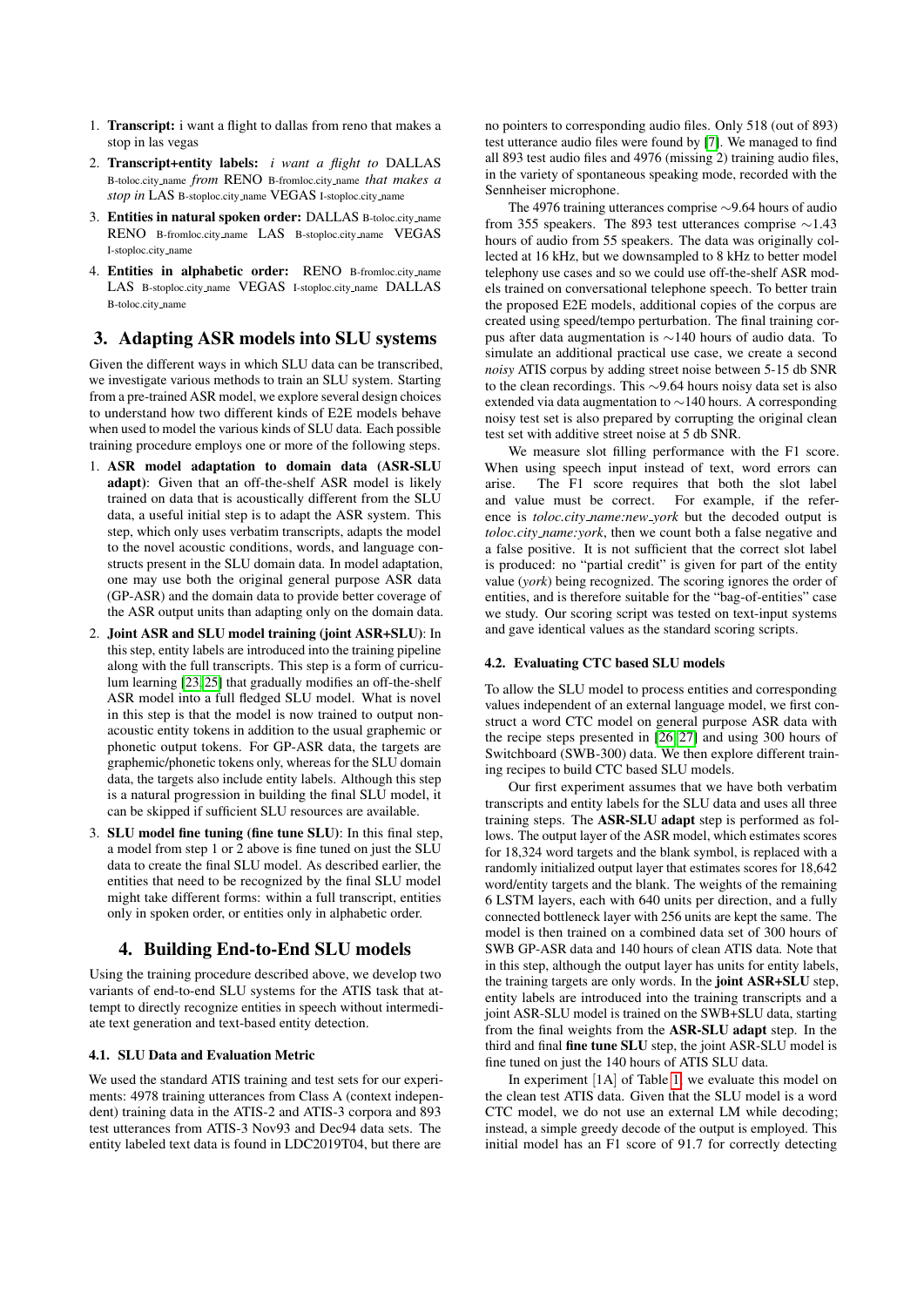1. **Transcript:** i want a flight to dallas from reno that makes a stop in las vegas
2. **Transcript+entity labels:** *i want a flight to* DALLAS B-toloc.city_name *from* RENO B-fromloc.city_name *that makes a stop in* LAS B-stoploc.city_name VEGAS I-stoploc.city_name
3. **Entities in natural spoken order:** DALLAS B-toloc.city_name RENO B-fromloc.city_name LAS B-stoploc.city_name VEGAS I-stoploc.city_name
4. **Entities in alphabetic order:** RENO B-fromloc.city_name LAS B-stoploc.city_name VEGAS I-stoploc.city_name DALLAS B-toloc.city_name

## 3. Adapting ASR models into SLU systems

Given the different ways in which SLU data can be transcribed, we investigate various methods to train an SLU system. Starting from a pre-trained ASR model, we explore several design choices to understand how two different kinds of E2E models behave when used to model the various kinds of SLU data. Each possible training procedure employs one or more of the following steps.

1. **ASR model adaptation to domain data (ASR-SLU adapt)**: Given that an off-the-shelf ASR model is likely trained on data that is acoustically different from the SLU data, a useful initial step is to adapt the ASR system. This step, which only uses verbatim transcripts, adapts the model to the novel acoustic conditions, words, and language constructs present in the SLU domain data. In model adaptation, one may use both the original general purpose ASR data (GP-ASR) and the domain data to provide better coverage of the ASR output units than adapting only on the domain data.
2. **Joint ASR and SLU model training (joint ASR+SLU)**: In this step, entity labels are introduced into the training pipeline along with the full transcripts. This step is a form of curriculum learning [23–25] that gradually modifies an off-the-shelf ASR model into a full fledged SLU model. What is novel in this step is that the model is now trained to output non-acoustic entity tokens in addition to the usual graphemic or phonetic output tokens. For GP-ASR data, the targets are graphemic/phonetic tokens only, whereas for the SLU domain data, the targets also include entity labels. Although this step is a natural progression in building the final SLU model, it can be skipped if sufficient SLU resources are available.
3. **SLU model fine tuning (fine tune SLU)**: In this final step, a model from step 1 or 2 above is fine tuned on just the SLU data to create the final SLU model. As described earlier, the entities that need to be recognized by the final SLU model might take different forms: within a full transcript, entities only in spoken order, or entities only in alphabetic order.

## 4. Building End-to-End SLU models

Using the training procedure described above, we develop two variants of end-to-end SLU systems for the ATIS task that attempt to directly recognize entities in speech without intermediate text generation and text-based entity detection.

### 4.1. SLU Data and Evaluation Metric

We used the standard ATIS training and test sets for our experiments: 4978 training utterances from Class A (context independent) training data in the ATIS-2 and ATIS-3 corpora and 893 test utterances from ATIS-3 Nov93 and Dec94 data sets. The entity labeled text data is found in LDC2019T04, but there are no pointers to corresponding audio files. Only 518 (out of 893) test utterance audio files were found by [7]. We managed to find all 893 test audio files and 4976 (missing 2) training audio files, in the variety of spontaneous speaking mode, recorded with the Sennheiser microphone.

The 4976 training utterances comprise ∼9.64 hours of audio from 355 speakers. The 893 test utterances comprise ∼1.43 hours of audio from 55 speakers. The data was originally collected at 16 kHz, but we downsampled to 8 kHz to better model telephony use cases and so we could use off-the-shelf ASR models trained on conversational telephone speech. To better train the proposed E2E models, additional copies of the corpus are created using speed/tempo perturbation. The final training corpus after data augmentation is ∼140 hours of audio data. To simulate an additional practical use case, we create a second *noisy* ATIS corpus by adding street noise between 5-15 db SNR to the clean recordings. This ∼9.64 hours noisy data set is also extended via data augmentation to ∼140 hours. A corresponding noisy test set is also prepared by corrupting the original clean test set with additive street noise at 5 db SNR.

We measure slot filling performance with the F1 score. When using speech input instead of text, word errors can arise. The F1 score requires that both the slot label and value must be correct. For example, if the reference is *toloc.city_name:new_york* but the decoded output is *toloc.city_name:york*, then we count both a false negative and a false positive. It is not sufficient that the correct slot label is produced: no "partial credit" is given for part of the entity value (*york*) being recognized. The scoring ignores the order of entities, and is therefore suitable for the "bag-of-entities" case we study. Our scoring script was tested on text-input systems and gave identical values as the standard scoring scripts.

### 4.2. Evaluating CTC based SLU models

To allow the SLU model to process entities and corresponding values independent of an external language model, we first construct a word CTC model on general purpose ASR data with the recipe steps presented in [26, 27] and using 300 hours of Switchboard (SWB-300) data. We then explore different training recipes to build CTC based SLU models.

Our first experiment assumes that we have both verbatim transcripts and entity labels for the SLU data and uses all three training steps. The **ASR-SLU adapt** step is performed as follows. The output layer of the ASR model, which estimates scores for 18,324 word targets and the blank symbol, is replaced with a randomly initialized output layer that estimates scores for 18,642 word/entity targets and the blank. The weights of the remaining 6 LSTM layers, each with 640 units per direction, and a fully connected bottleneck layer with 256 units are kept the same. The model is then trained on a combined data set of 300 hours of SWB GP-ASR data and 140 hours of clean ATIS data. Note that in this step, although the output layer has units for entity labels, the training targets are only words. In the **joint ASR+SLU** step, entity labels are introduced into the training transcripts and a joint ASR-SLU model is trained on the SWB+SLU data, starting from the final weights from the **ASR-SLU adapt** step. In the third and final **fine tune SLU** step, the joint ASR-SLU model is fine tuned on just the 140 hours of ATIS SLU data.

In experiment [1A] of Table 1, we evaluate this model on the clean test ATIS data. Given that the SLU model is a word CTC model, we do not use an external LM while decoding; instead, a simple greedy decode of the output is employed. This initial model has an F1 score of 91.7 for correctly detecting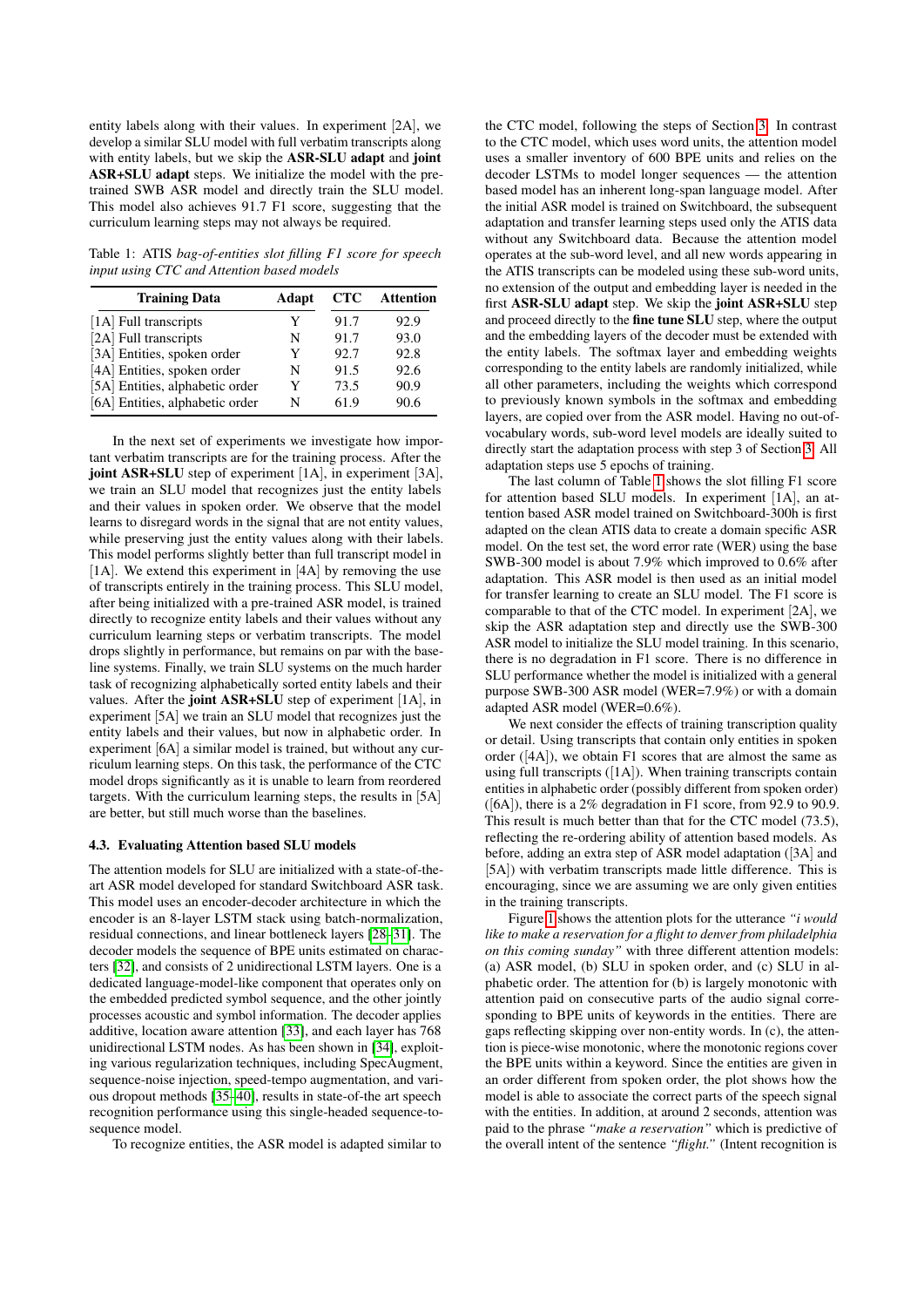entity labels along with their values. In experiment [2A], we develop a similar SLU model with full verbatim transcripts along with entity labels, but we skip the **ASR-SLU adapt** and **joint ASR+SLU adapt** steps. We initialize the model with the pretrained SWB ASR model and directly train the SLU model. This model also achieves 91.7 F1 score, suggesting that the curriculum learning steps may not always be required.

Table 1: ATIS *bag-of-entities slot filling F1 score for speech input using CTC and Attention based models*

| Training Data | Adapt | CTC | Attention |
|---|---|---|---|
| [1A] Full transcripts | Y | 91.7 | 92.9 |
| [2A] Full transcripts | N | 91.7 | 93.0 |
| [3A] Entities, spoken order | Y | 92.7 | 92.8 |
| [4A] Entities, spoken order | N | 91.5 | 92.6 |
| [5A] Entities, alphabetic order | Y | 73.5 | 90.9 |
| [6A] Entities, alphabetic order | N | 61.9 | 90.6 |

In the next set of experiments we investigate how important verbatim transcripts are for the training process. After the **joint ASR+SLU** step of experiment [1A], in experiment [3A], we train an SLU model that recognizes just the entity labels and their values in spoken order. We observe that the model learns to disregard words in the signal that are not entity values, while preserving just the entity values along with their labels. This model performs slightly better than full transcript model in [1A]. We extend this experiment in [4A] by removing the use of transcripts entirely in the training process. This SLU model, after being initialized with a pre-trained ASR model, is trained directly to recognize entity labels and their values without any curriculum learning steps or verbatim transcripts. The model drops slightly in performance, but remains on par with the baseline systems. Finally, we train SLU systems on the much harder task of recognizing alphabetically sorted entity labels and their values. After the **joint ASR+SLU** step of experiment [1A], in experiment [5A] we train an SLU model that recognizes just the entity labels and their values, but now in alphabetic order. In experiment [6A] a similar model is trained, but without any curriculum learning steps. On this task, the performance of the CTC model drops significantly as it is unable to learn from reordered targets. With the curriculum learning steps, the results in [5A] are better, but still much worse than the baselines.

### 4.3. Evaluating Attention based SLU models

The attention models for SLU are initialized with a state-of-the-art ASR model developed for standard Switchboard ASR task. This model uses an encoder-decoder architecture in which the encoder is an 8-layer LSTM stack using batch-normalization, residual connections, and linear bottleneck layers [28–31]. The decoder models the sequence of BPE units estimated on characters [32], and consists of 2 unidirectional LSTM layers. One is a dedicated language-model-like component that operates only on the embedded predicted symbol sequence, and the other jointly processes acoustic and symbol information. The decoder applies additive, location aware attention [33], and each layer has 768 unidirectional LSTM nodes. As has been shown in [34], exploiting various regularization techniques, including SpecAugment, sequence-noise injection, speed-tempo augmentation, and various dropout methods [35–40], results in state-of-the art speech recognition performance using this single-headed sequence-to-sequence model.

To recognize entities, the ASR model is adapted similar to the CTC model, following the steps of Section 3. In contrast to the CTC model, which uses word units, the attention model uses a smaller inventory of 600 BPE units and relies on the decoder LSTMs to model longer sequences — the attention based model has an inherent long-span language model. After the initial ASR model is trained on Switchboard, the subsequent adaptation and transfer learning steps used only the ATIS data without any Switchboard data. Because the attention model operates at the sub-word level, and all new words appearing in the ATIS transcripts can be modeled using these sub-word units, no extension of the output and embedding layer is needed in the first **ASR-SLU adapt** step. We skip the **joint ASR+SLU** step and proceed directly to the **fine tune SLU** step, where the output and the embedding layers of the decoder must be extended with the entity labels. The softmax layer and embedding weights corresponding to the entity labels are randomly initialized, while all other parameters, including the weights which correspond to previously known symbols in the softmax and embedding layers, are copied over from the ASR model. Having no out-of-vocabulary words, sub-word level models are ideally suited to directly start the adaptation process with step 3 of Section 3. All adaptation steps use 5 epochs of training.

The last column of Table 1 shows the slot filling F1 score for attention based SLU models. In experiment [1A], an attention based ASR model trained on Switchboard-300h is first adapted on the clean ATIS data to create a domain specific ASR model. On the test set, the word error rate (WER) using the base SWB-300 model is about 7.9% which improved to 0.6% after adaptation. This ASR model is then used as an initial model for transfer learning to create an SLU model. The F1 score is comparable to that of the CTC model. In experiment [2A], we skip the ASR adaptation step and directly use the SWB-300 ASR model to initialize the SLU model training. In this scenario, there is no degradation in F1 score. There is no difference in SLU performance whether the model is initialized with a general purpose SWB-300 ASR model (WER=7.9%) or with a domain adapted ASR model (WER=0.6%).

We next consider the effects of training transcription quality or detail. Using transcripts that contain only entities in spoken order ([4A]), we obtain F1 scores that are almost the same as using full transcripts ([1A]). When training transcripts contain entities in alphabetic order (possibly different from spoken order) ([6A]), there is a 2% degradation in F1 score, from 92.9 to 90.9. This result is much better than that for the CTC model (73.5), reflecting the re-ordering ability of attention based models. As before, adding an extra step of ASR model adaptation ([3A] and [5A]) with verbatim transcripts made little difference. This is encouraging, since we are assuming we are only given entities in the training transcripts.

Figure 1 shows the attention plots for the utterance *"i would like to make a reservation for a flight to denver from philadelphia on this coming sunday"* with three different attention models: (a) ASR model, (b) SLU in spoken order, and (c) SLU in alphabetic order. The attention for (b) is largely monotonic with attention paid on consecutive parts of the audio signal corresponding to BPE units of keywords in the entities. There are gaps reflecting skipping over non-entity words. In (c), the attention is piece-wise monotonic, where the monotonic regions cover the BPE units within a keyword. Since the entities are given in an order different from spoken order, the plot shows how the model is able to associate the correct parts of the speech signal with the entities. In addition, at around 2 seconds, attention was paid to the phrase *"make a reservation"* which is predictive of the overall intent of the sentence *"flight."* (Intent recognition is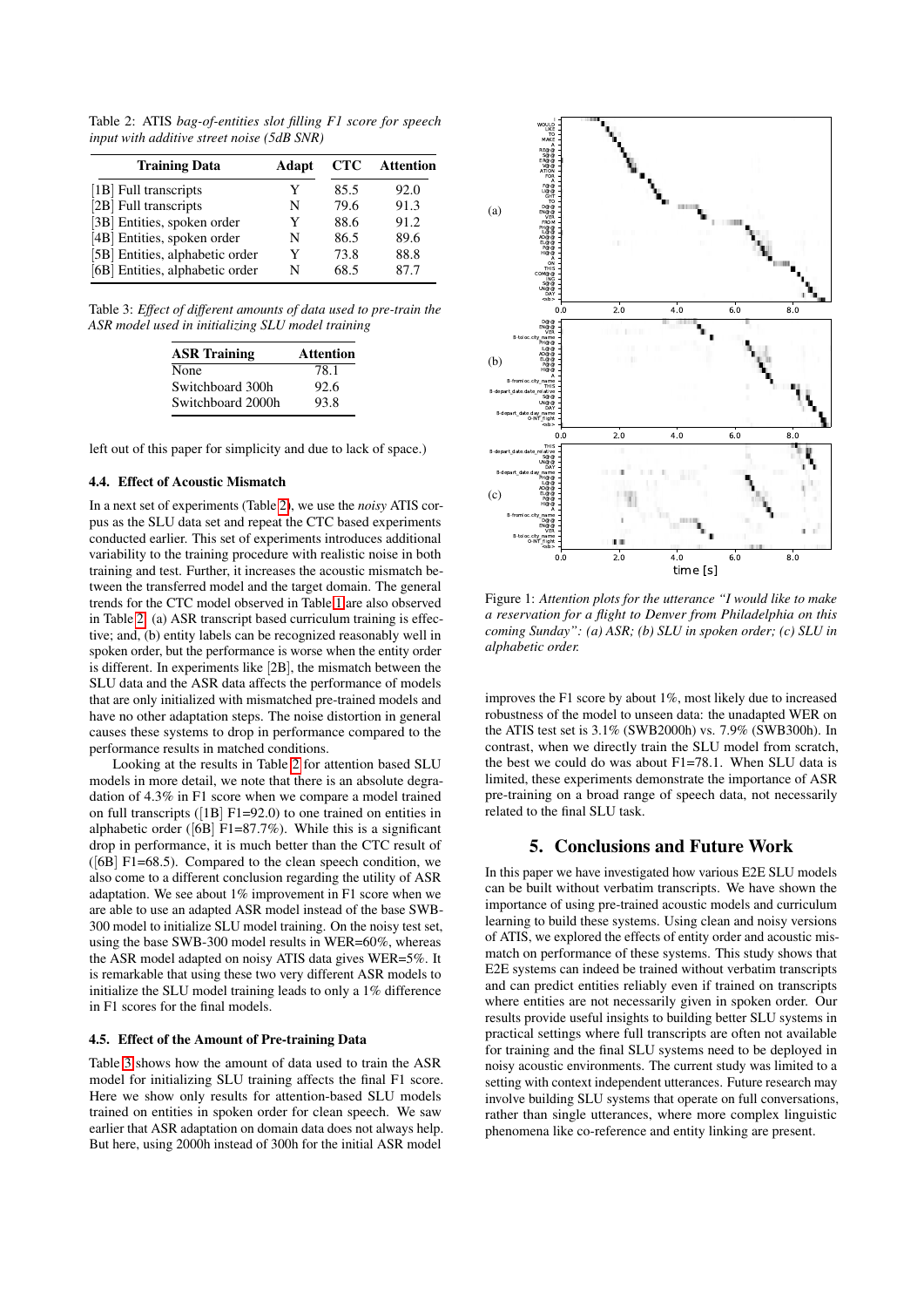Table 2: ATIS *bag-of-entities slot filling F1 score for speech input with additive street noise (5dB SNR)*

| Training Data | Adapt | CTC | Attention |
|---|---|---|---|
| [1B] Full transcripts | Y | 85.5 | 92.0 |
| [2B] Full transcripts | N | 79.6 | 91.3 |
| [3B] Entities, spoken order | Y | 88.6 | 91.2 |
| [4B] Entities, spoken order | N | 86.5 | 89.6 |
| [5B] Entities, alphabetic order | Y | 73.8 | 88.8 |
| [6B] Entities, alphabetic order | N | 68.5 | 87.7 |

Table 3: *Effect of different amounts of data used to pre-train the ASR model used in initializing SLU model training*

| ASR Training | Attention |
|---|---|
| None | 78.1 |
| Switchboard 300h | 92.6 |
| Switchboard 2000h | 93.8 |

left out of this paper for simplicity and due to lack of space.)

### 4.4. Effect of Acoustic Mismatch

In a next set of experiments (Table 2), we use the *noisy* ATIS corpus as the SLU data set and repeat the CTC based experiments conducted earlier. This set of experiments introduces additional variability to the training procedure with realistic noise in both training and test. Further, it increases the acoustic mismatch between the transferred model and the target domain. The general trends for the CTC model observed in Table 1 are also observed in Table 2: (a) ASR transcript based curriculum training is effective; and, (b) entity labels can be recognized reasonably well in spoken order, but the performance is worse when the entity order is different. In experiments like [2B], the mismatch between the SLU data and the ASR data affects the performance of models that are only initialized with mismatched pre-trained models and have no other adaptation steps. The noise distortion in general causes these systems to drop in performance compared to the performance results in matched conditions.

Looking at the results in Table 2 for attention based SLU models in more detail, we note that there is an absolute degradation of 4.3% in F1 score when we compare a model trained on full transcripts ([1B] F1=92.0) to one trained on entities in alphabetic order ([6B] F1=87.7%). While this is a significant drop in performance, it is much better than the CTC result of ([6B] F1=68.5). Compared to the clean speech condition, we also come to a different conclusion regarding the utility of ASR adaptation. We see about 1% improvement in F1 score when we are able to use an adapted ASR model instead of the base SWB-300 model to initialize SLU model training. On the noisy test set, using the base SWB-300 model results in WER=60%, whereas the ASR model adapted on noisy ATIS data gives WER=5%. It is remarkable that using these two very different ASR models to initialize the SLU model training leads to only a 1% difference in F1 scores for the final models.

### 4.5. Effect of the Amount of Pre-training Data

Table 3 shows how the amount of data used to train the ASR model for initializing SLU training affects the final F1 score. Here we show only results for attention-based SLU models trained on entities in spoken order for clean speech. We saw earlier that ASR adaptation on domain data does not always help. But here, using 2000h instead of 300h for the initial ASR model improves the F1 score by about 1%, most likely due to increased robustness of the model to unseen data: the unadapted WER on the ATIS test set is 3.1% (SWB2000h) vs. 7.9% (SWB300h). In contrast, when we directly train the SLU model from scratch, the best we could do was about F1=78.1. When SLU data is limited, these experiments demonstrate the importance of ASR pre-training on a broad range of speech data, not necessarily related to the final SLU task.

Figure 1: *Attention plots for the utterance "I would like to make a reservation for a flight to Denver from Philadelphia on this coming Sunday": (a) ASR; (b) SLU in spoken order; (c) SLU in alphabetic order.*

## 5. Conclusions and Future Work

In this paper we have investigated how various E2E SLU models can be built without verbatim transcripts. We have shown the importance of using pre-trained acoustic models and curriculum learning to build these systems. Using clean and noisy versions of ATIS, we explored the effects of entity order and acoustic mismatch on performance of these systems. This study shows that E2E systems can indeed be trained without verbatim transcripts and can predict entities reliably even if trained on transcripts where entities are not necessarily given in spoken order. Our results provide useful insights to building better SLU systems in practical settings where full transcripts are often not available for training and the final SLU systems need to be deployed in noisy acoustic environments. The current study was limited to a setting with context independent utterances. Future research may involve building SLU systems that operate on full conversations, rather than single utterances, where more complex linguistic phenomena like co-reference and entity linking are present.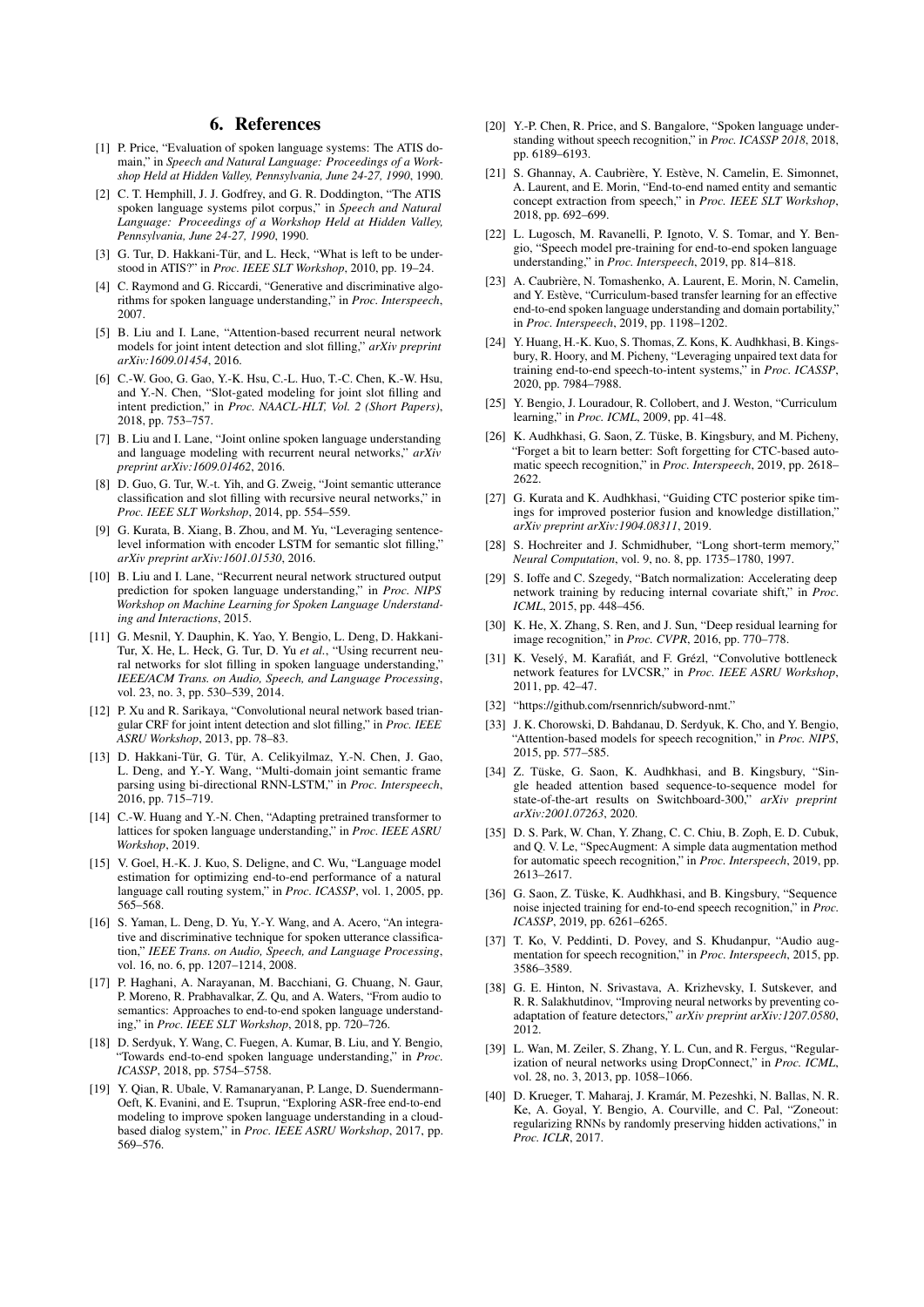## 6. References

[1] P. Price, "Evaluation of spoken language systems: The ATIS domain," in *Speech and Natural Language: Proceedings of a Workshop Held at Hidden Valley, Pennsylvania, June 24-27, 1990*, 1990.

[2] C. T. Hemphill, J. J. Godfrey, and G. R. Doddington, "The ATIS spoken language systems pilot corpus," in *Speech and Natural Language: Proceedings of a Workshop Held at Hidden Valley, Pennsylvania, June 24-27, 1990*, 1990.

[3] G. Tur, D. Hakkani-Tür, and L. Heck, "What is left to be understood in ATIS?" in *Proc. IEEE SLT Workshop*, 2010, pp. 19–24.

[4] C. Raymond and G. Riccardi, "Generative and discriminative algorithms for spoken language understanding," in *Proc. Interspeech*, 2007.

[5] B. Liu and I. Lane, "Attention-based recurrent neural network models for joint intent detection and slot filling," *arXiv preprint arXiv:1609.01454*, 2016.

[6] C.-W. Goo, G. Gao, Y.-K. Hsu, C.-L. Huo, T.-C. Chen, K.-W. Hsu, and Y.-N. Chen, "Slot-gated modeling for joint slot filling and intent prediction," in *Proc. NAACL-HLT, Vol. 2 (Short Papers)*, 2018, pp. 753–757.

[7] B. Liu and I. Lane, "Joint online spoken language understanding and language modeling with recurrent neural networks," *arXiv preprint arXiv:1609.01462*, 2016.

[8] D. Guo, G. Tur, W.-t. Yih, and G. Zweig, "Joint semantic utterance classification and slot filling with recursive neural networks," in *Proc. IEEE SLT Workshop*, 2014, pp. 554–559.

[9] G. Kurata, B. Xiang, B. Zhou, and M. Yu, "Leveraging sentence-level information with encoder LSTM for semantic slot filling," *arXiv preprint arXiv:1601.01530*, 2016.

[10] B. Liu and I. Lane, "Recurrent neural network structured output prediction for spoken language understanding," in *Proc. NIPS Workshop on Machine Learning for Spoken Language Understanding and Interactions*, 2015.

[11] G. Mesnil, Y. Dauphin, K. Yao, Y. Bengio, L. Deng, D. Hakkani-Tur, X. He, L. Heck, G. Tur, D. Yu *et al.*, "Using recurrent neural networks for slot filling in spoken language understanding," *IEEE/ACM Trans. on Audio, Speech, and Language Processing*, vol. 23, no. 3, pp. 530–539, 2014.

[12] P. Xu and R. Sarikaya, "Convolutional neural network based triangular CRF for joint intent detection and slot filling," in *Proc. IEEE ASRU Workshop*, 2013, pp. 78–83.

[13] D. Hakkani-Tür, G. Tür, A. Celikyilmaz, Y.-N. Chen, J. Gao, L. Deng, and Y.-Y. Wang, "Multi-domain joint semantic frame parsing using bi-directional RNN-LSTM," in *Proc. Interspeech*, 2016, pp. 715–719.

[14] C.-W. Huang and Y.-N. Chen, "Adapting pretrained transformer to lattices for spoken language understanding," in *Proc. IEEE ASRU Workshop*, 2019.

[15] V. Goel, H.-K. J. Kuo, S. Deligne, and C. Wu, "Language model estimation for optimizing end-to-end performance of a natural language call routing system," in *Proc. ICASSP*, vol. 1, 2005, pp. 565–568.

[16] S. Yaman, L. Deng, D. Yu, Y.-Y. Wang, and A. Acero, "An integrative and discriminative technique for spoken utterance classification," *IEEE Trans. on Audio, Speech, and Language Processing*, vol. 16, no. 6, pp. 1207–1214, 2008.

[17] P. Haghani, A. Narayanan, M. Bacchiani, G. Chuang, N. Gaur, P. Moreno, R. Prabhavalkar, Z. Qu, and A. Waters, "From audio to semantics: Approaches to end-to-end spoken language understanding," in *Proc. IEEE SLT Workshop*, 2018, pp. 720–726.

[18] D. Serdyuk, Y. Wang, C. Fuegen, A. Kumar, B. Liu, and Y. Bengio, "Towards end-to-end spoken language understanding," in *Proc. ICASSP*, 2018, pp. 5754–5758.

[19] Y. Qian, R. Ubale, V. Ramanaryanan, P. Lange, D. Suendermann-Oeft, K. Evanini, and E. Tsuprun, "Exploring ASR-free end-to-end modeling to improve spoken language understanding in a cloud-based dialog system," in *Proc. IEEE ASRU Workshop*, 2017, pp. 569–576.

[20] Y.-P. Chen, R. Price, and S. Bangalore, "Spoken language understanding without speech recognition," in *Proc. ICASSP 2018*, 2018, pp. 6189–6193.

[21] S. Ghannay, A. Caubrière, Y. Estève, N. Camelin, E. Simonnet, A. Laurent, and E. Morin, "End-to-end named entity and semantic concept extraction from speech," in *Proc. IEEE SLT Workshop*, 2018, pp. 692–699.

[22] L. Lugosch, M. Ravanelli, P. Ignoto, V. S. Tomar, and Y. Bengio, "Speech model pre-training for end-to-end spoken language understanding," in *Proc. Interspeech*, 2019, pp. 814–818.

[23] A. Caubrière, N. Tomashenko, A. Laurent, E. Morin, N. Camelin, and Y. Estève, "Curriculum-based transfer learning for an effective end-to-end spoken language understanding and domain portability," in *Proc. Interspeech*, 2019, pp. 1198–1202.

[24] Y. Huang, H.-K. Kuo, S. Thomas, Z. Kons, K. Audhkhasi, B. Kingsbury, R. Hoory, and M. Picheny, "Leveraging unpaired text data for training end-to-end speech-to-intent systems," in *Proc. ICASSP*, 2020, pp. 7984–7988.

[25] Y. Bengio, J. Louradour, R. Collobert, and J. Weston, "Curriculum learning," in *Proc. ICML*, 2009, pp. 41–48.

[26] K. Audhkhasi, G. Saon, Z. Tüske, B. Kingsbury, and M. Picheny, "Forget a bit to learn better: Soft forgetting for CTC-based automatic speech recognition," in *Proc. Interspeech*, 2019, pp. 2618–2622.

[27] G. Kurata and K. Audhkhasi, "Guiding CTC posterior spike timings for improved posterior fusion and knowledge distillation," *arXiv preprint arXiv:1904.08311*, 2019.

[28] S. Hochreiter and J. Schmidhuber, "Long short-term memory," *Neural Computation*, vol. 9, no. 8, pp. 1735–1780, 1997.

[29] S. Ioffe and C. Szegedy, "Batch normalization: Accelerating deep network training by reducing internal covariate shift," in *Proc. ICML*, 2015, pp. 448–456.

[30] K. He, X. Zhang, S. Ren, and J. Sun, "Deep residual learning for image recognition," in *Proc. CVPR*, 2016, pp. 770–778.

[31] K. Veselý, M. Karafiát, and F. Grézl, "Convolutive bottleneck network features for LVCSR," in *Proc. IEEE ASRU Workshop*, 2011, pp. 42–47.

[32] "https://github.com/rsennrich/subword-nmt."

[33] J. K. Chorowski, D. Bahdanau, D. Serdyuk, K. Cho, and Y. Bengio, "Attention-based models for speech recognition," in *Proc. NIPS*, 2015, pp. 577–585.

[34] Z. Tüske, G. Saon, K. Audhkhasi, and B. Kingsbury, "Single headed attention based sequence-to-sequence model for state-of-the-art results on Switchboard-300," *arXiv preprint arXiv:2001.07263*, 2020.

[35] D. S. Park, W. Chan, Y. Zhang, C. C. Chiu, B. Zoph, E. D. Cubuk, and Q. V. Le, "SpecAugment: A simple data augmentation method for automatic speech recognition," in *Proc. Interspeech*, 2019, pp. 2613–2617.

[36] G. Saon, Z. Tüske, K. Audhkhasi, and B. Kingsbury, "Sequence noise injected training for end-to-end speech recognition," in *Proc. ICASSP*, 2019, pp. 6261–6265.

[37] T. Ko, V. Peddinti, D. Povey, and S. Khudanpur, "Audio augmentation for speech recognition," in *Proc. Interspeech*, 2015, pp. 3586–3589.

[38] G. E. Hinton, N. Srivastava, A. Krizhevsky, I. Sutskever, and R. R. Salakhutdinov, "Improving neural networks by preventing co-adaptation of feature detectors," *arXiv preprint arXiv:1207.0580*, 2012.

[39] L. Wan, M. Zeiler, S. Zhang, Y. L. Cun, and R. Fergus, "Regularization of neural networks using DropConnect," in *Proc. ICML*, vol. 28, no. 3, 2013, pp. 1058–1066.

[40] D. Krueger, T. Maharaj, J. Kramár, M. Pezeshki, N. Ballas, N. R. Ke, A. Goyal, Y. Bengio, A. Courville, and C. Pal, "Zoneout: regularizing RNNs by randomly preserving hidden activations," in *Proc. ICLR*, 2017.